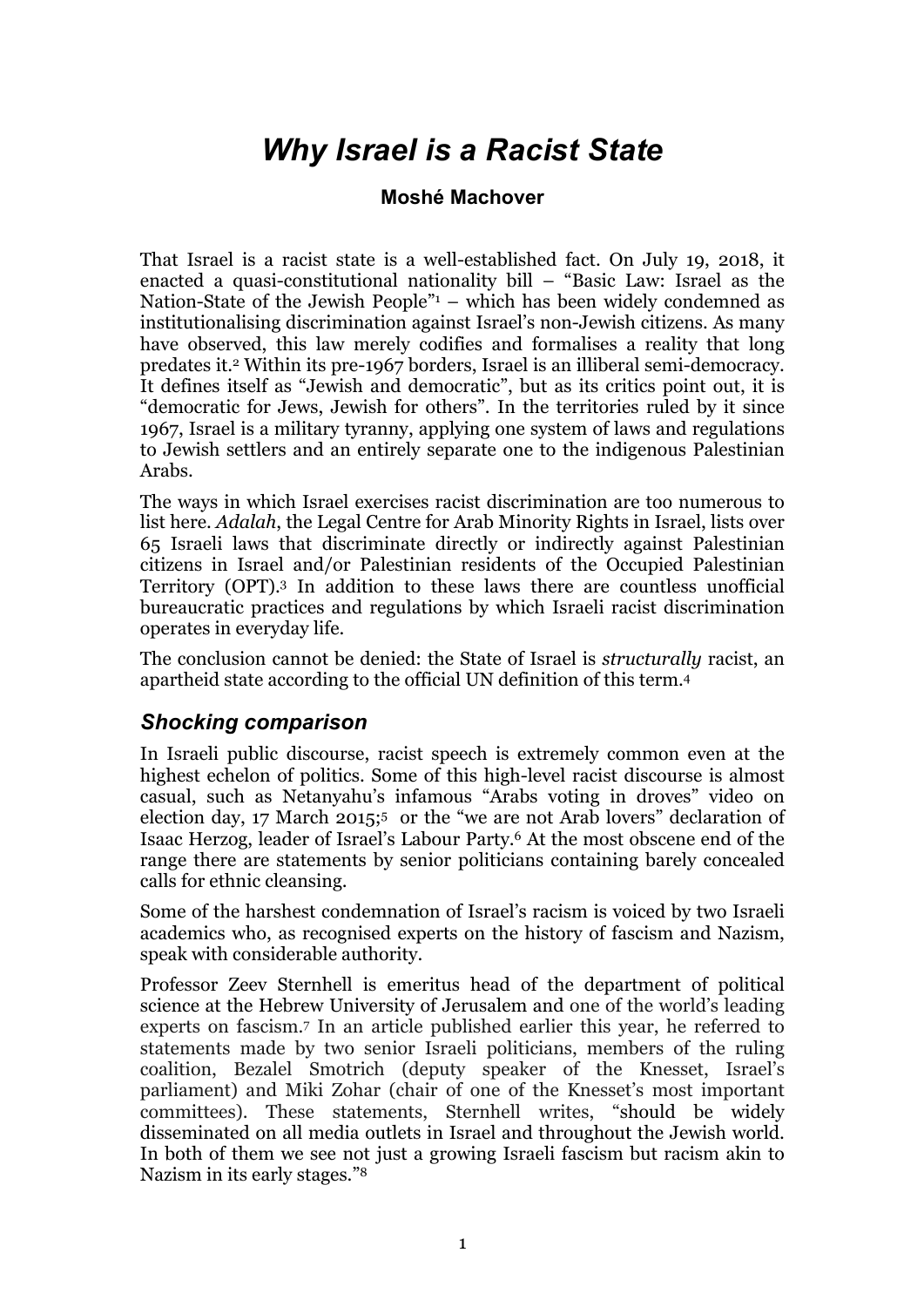# *Why Israel is a Racist State*

**Moshé Machover**

That Israel is a racist state is a well-established fact. On July 19, 2018, it enacted a quasi-constitutional nationality bill – "Basic Law: Israel as the Nation-State of the Jewish People"[1] – which has been widely condemned as institutionalising discrimination against Israel's non-Jewish citizens. As many have observed, this law merely codifies and formalises a reality that long predates it.[2] Within its pre-1967 borders, Israel is an illiberal semi-democracy. It defines itself as "Jewish and democratic", but as its critics point out, it is "democratic for Jews, Jewish for others". In the territories ruled by it since 1967, Israel is a military tyranny, applying one system of laws and regulations to Jewish settlers and an entirely separate one to the indigenous Palestinian Arabs.

The ways in which Israel exercises racist discrimination are too numerous to list here. *Adalah*, the Legal Centre for Arab Minority Rights in Israel, lists over 65 Israeli laws that discriminate directly or indirectly against Palestinian citizens in Israel and/or Palestinian residents of the Occupied Palestinian Territory (OPT).[3] In addition to these laws there are countless unofficial bureaucratic practices and regulations by which Israeli racist discrimination operates in everyday life.

The conclusion cannot be denied: the State of Israel is *structurally* racist, an apartheid state according to the official UN definition of this term.[4]

## *Shocking comparison*

In Israeli public discourse, racist speech is extremely common even at the highest echelon of politics. Some of this high-level racist discourse is almost casual, such as Netanyahu's infamous "Arabs voting in droves" video on election day, 17 March 2015;[5] or the "we are not Arab lovers" declaration of Isaac Herzog, leader of Israel's Labour Party.[6] At the most obscene end of the range there are statements by senior politicians containing barely concealed calls for ethnic cleansing.

Some of the harshest condemnation of Israel's racism is voiced by two Israeli academics who, as recognised experts on the history of fascism and Nazism, speak with considerable authority.

Professor Zeev Sternhell is emeritus head of the department of political science at the Hebrew University of Jerusalem and one of the world's leading experts on fascism.[7] In an article published earlier this year, he referred to statements made by two senior Israeli politicians, members of the ruling coalition, Bezalel Smotrich (deputy speaker of the Knesset, Israel's parliament) and Miki Zohar (chair of one of the Knesset's most important committees). These statements, Sternhell writes, "should be widely disseminated on all media outlets in Israel and throughout the Jewish world. In both of them we see not just a growing Israeli fascism but racism akin to Nazism in its early stages."[8]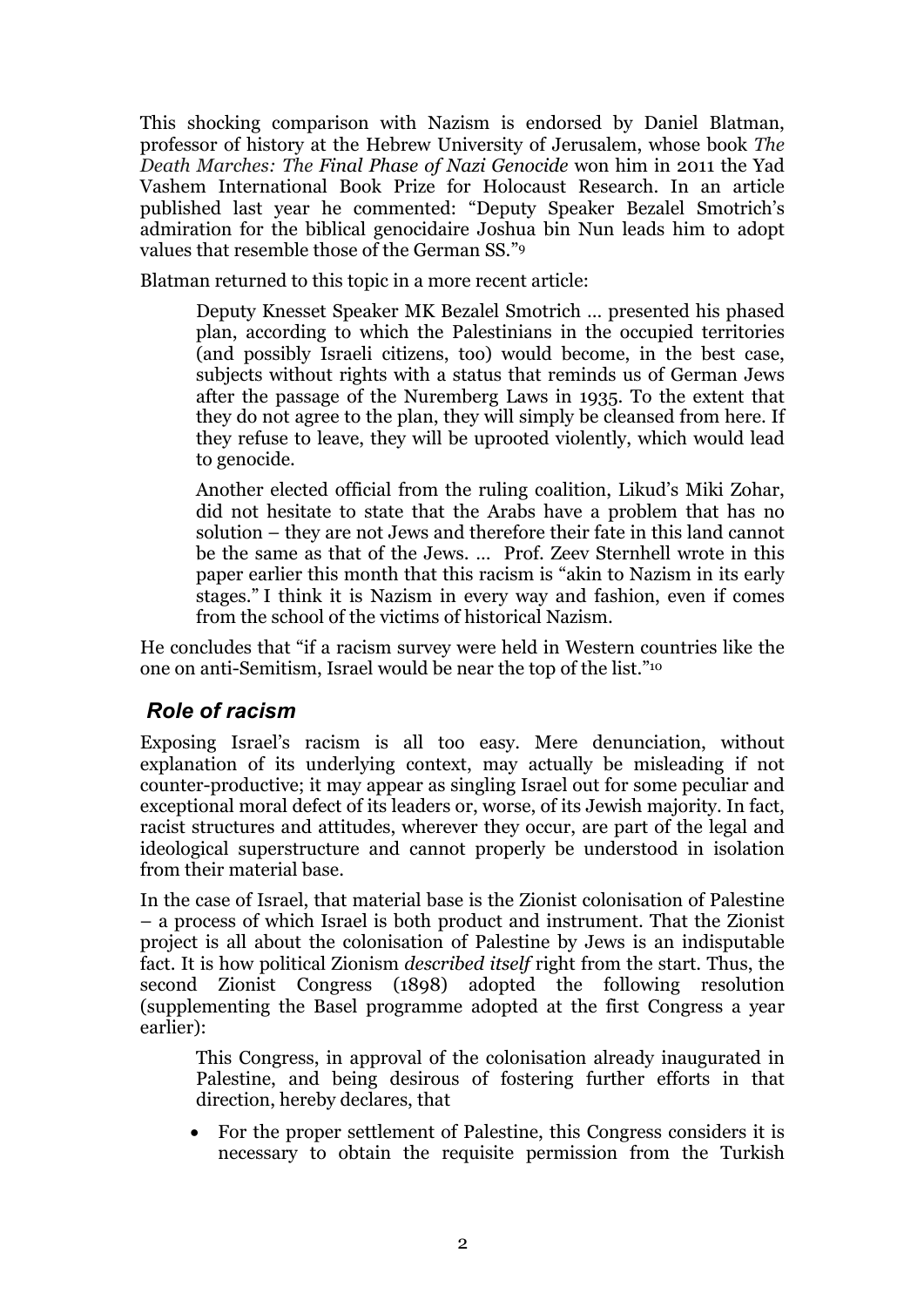This shocking comparison with Nazism is endorsed by Daniel Blatman, professor of history at the Hebrew University of Jerusalem, whose book *The Death Marches: The Final Phase of Nazi Genocide* won him in 2011 the Yad Vashem International Book Prize for Holocaust Research. In an article published last year he commented: "Deputy Speaker Bezalel Smotrich's admiration for the biblical genocidaire Joshua bin Nun leads him to adopt values that resemble those of the German SS."[9]

Blatman returned to this topic in a more recent article:

> Deputy Knesset Speaker MK Bezalel Smotrich … presented his phased plan, according to which the Palestinians in the occupied territories (and possibly Israeli citizens, too) would become, in the best case, subjects without rights with a status that reminds us of German Jews after the passage of the Nuremberg Laws in 1935. To the extent that they do not agree to the plan, they will simply be cleansed from here. If they refuse to leave, they will be uprooted violently, which would lead to genocide.
>
> Another elected official from the ruling coalition, Likud's Miki Zohar, did not hesitate to state that the Arabs have a problem that has no solution – they are not Jews and therefore their fate in this land cannot be the same as that of the Jews. … Prof. Zeev Sternhell wrote in this paper earlier this month that this racism is "akin to Nazism in its early stages." I think it is Nazism in every way and fashion, even if comes from the school of the victims of historical Nazism.

He concludes that "if a racism survey were held in Western countries like the one on anti-Semitism, Israel would be near the top of the list."[10]

## *Role of racism*

Exposing Israel's racism is all too easy. Mere denunciation, without explanation of its underlying context, may actually be misleading if not counter-productive; it may appear as singling Israel out for some peculiar and exceptional moral defect of its leaders or, worse, of its Jewish majority. In fact, racist structures and attitudes, wherever they occur, are part of the legal and ideological superstructure and cannot properly be understood in isolation from their material base.

In the case of Israel, that material base is the Zionist colonisation of Palestine – a process of which Israel is both product and instrument. That the Zionist project is all about the colonisation of Palestine by Jews is an indisputable fact. It is how political Zionism *described itself* right from the start. Thus, the second Zionist Congress (1898) adopted the following resolution (supplementing the Basel programme adopted at the first Congress a year earlier):

> This Congress, in approval of the colonisation already inaugurated in Palestine, and being desirous of fostering further efforts in that direction, hereby declares, that
>
> - For the proper settlement of Palestine, this Congress considers it is necessary to obtain the requisite permission from the Turkish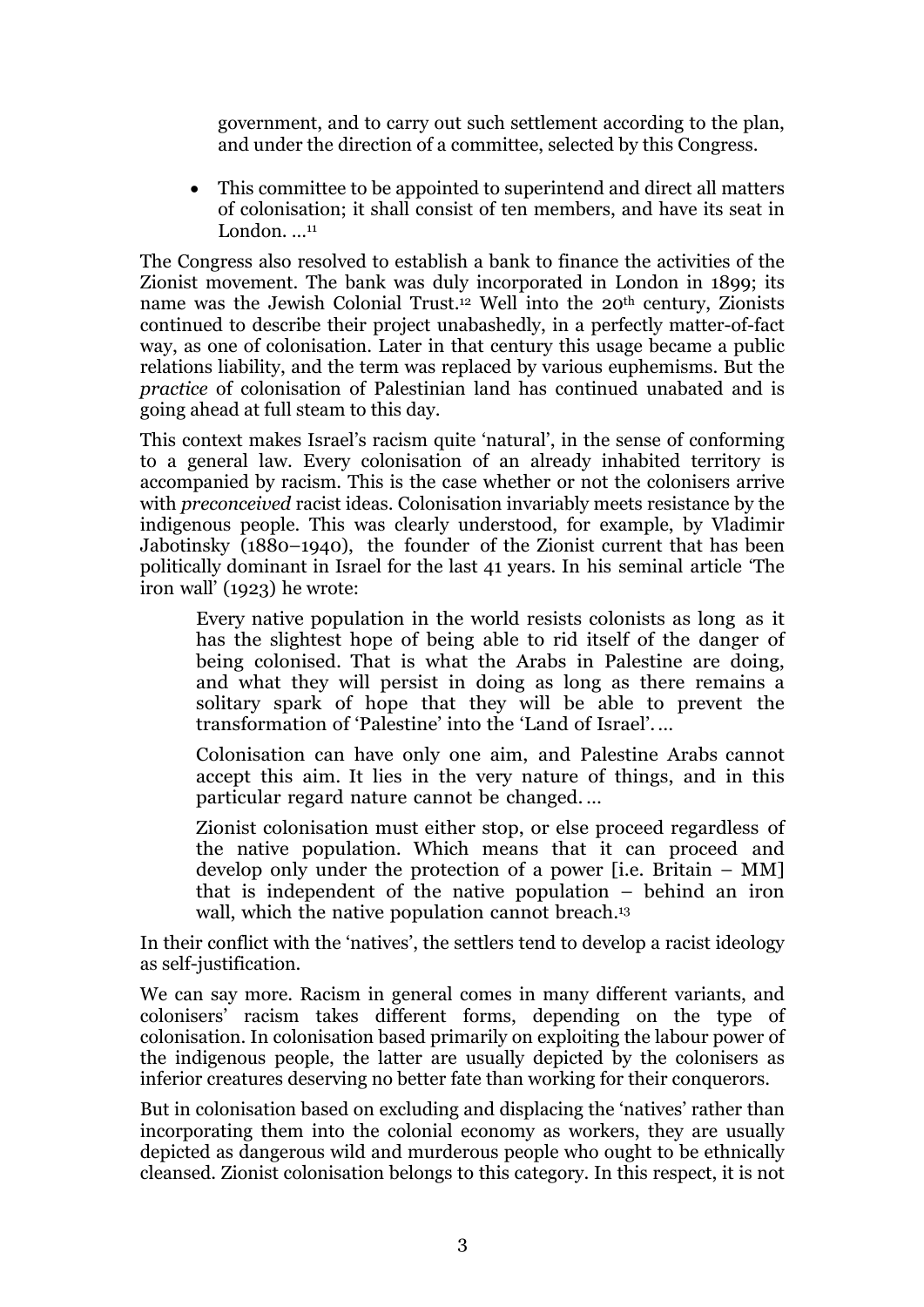government, and to carry out such settlement according to the plan, and under the direction of a committee, selected by this Congress.

- This committee to be appointed to superintend and direct all matters of colonisation; it shall consist of ten members, and have its seat in London. …[11]

The Congress also resolved to establish a bank to finance the activities of the Zionist movement. The bank was duly incorporated in London in 1899; its name was the Jewish Colonial Trust.[12] Well into the 20th century, Zionists continued to describe their project unabashedly, in a perfectly matter-of-fact way, as one of colonisation. Later in that century this usage became a public relations liability, and the term was replaced by various euphemisms. But the *practice* of colonisation of Palestinian land has continued unabated and is going ahead at full steam to this day.

This context makes Israel's racism quite 'natural', in the sense of conforming to a general law. Every colonisation of an already inhabited territory is accompanied by racism. This is the case whether or not the colonisers arrive with *preconceived* racist ideas. Colonisation invariably meets resistance by the indigenous people. This was clearly understood, for example, by Vladimir Jabotinsky (1880–1940), the founder of the Zionist current that has been politically dominant in Israel for the last 41 years. In his seminal article 'The iron wall' (1923) he wrote:

> Every native population in the world resists colonists as long as it has the slightest hope of being able to rid itself of the danger of being colonised. That is what the Arabs in Palestine are doing, and what they will persist in doing as long as there remains a solitary spark of hope that they will be able to prevent the transformation of 'Palestine' into the 'Land of Israel'. …
>
> Colonisation can have only one aim, and Palestine Arabs cannot accept this aim. It lies in the very nature of things, and in this particular regard nature cannot be changed. …
>
> Zionist colonisation must either stop, or else proceed regardless of the native population. Which means that it can proceed and develop only under the protection of a power [i.e. Britain – MM] that is independent of the native population – behind an iron wall, which the native population cannot breach.[13]

In their conflict with the 'natives', the settlers tend to develop a racist ideology as self-justification.

We can say more. Racism in general comes in many different variants, and colonisers' racism takes different forms, depending on the type of colonisation. In colonisation based primarily on exploiting the labour power of the indigenous people, the latter are usually depicted by the colonisers as inferior creatures deserving no better fate than working for their conquerors.

But in colonisation based on excluding and displacing the 'natives' rather than incorporating them into the colonial economy as workers, they are usually depicted as dangerous wild and murderous people who ought to be ethnically cleansed. Zionist colonisation belongs to this category. In this respect, it is not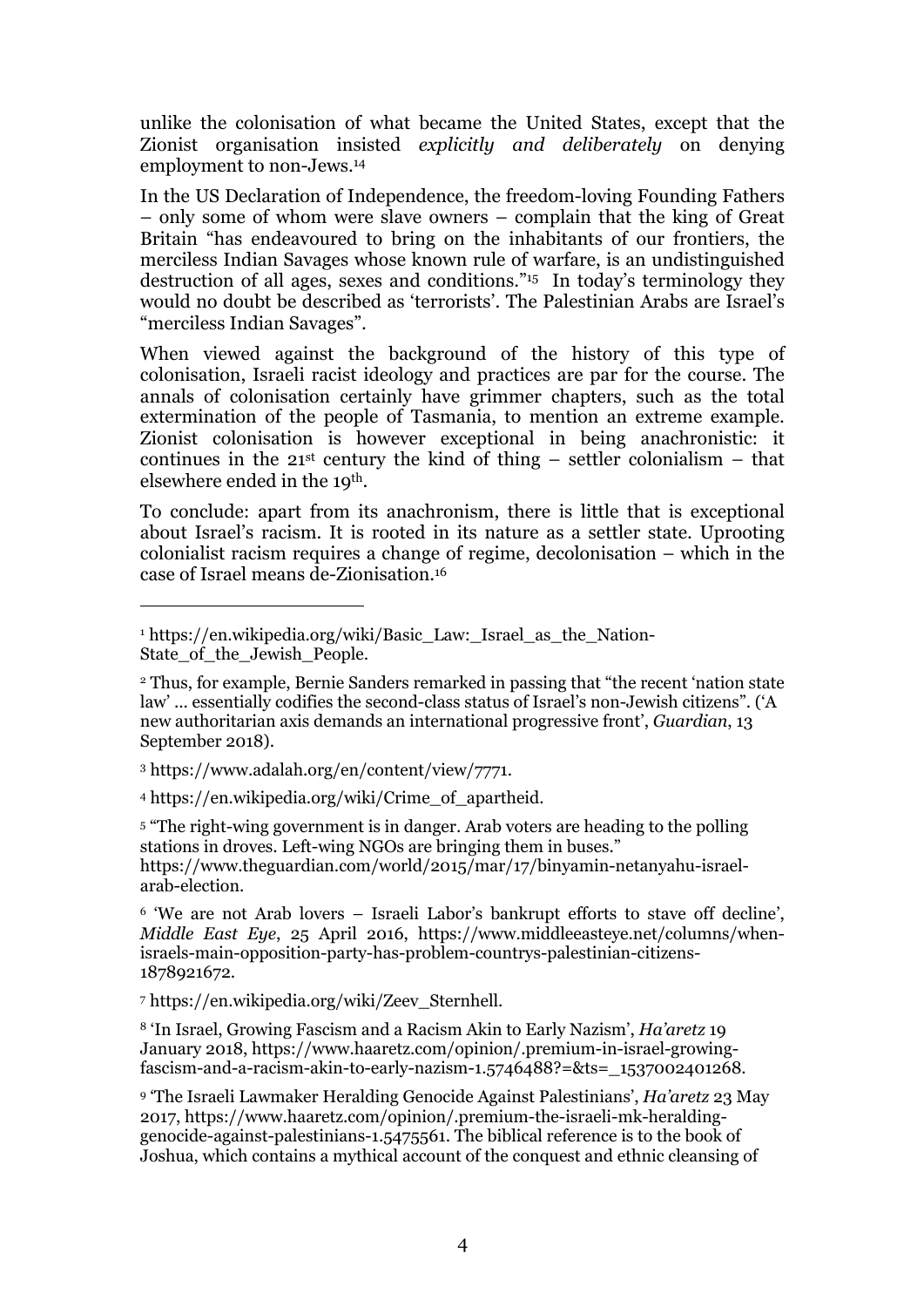unlike the colonisation of what became the United States, except that the Zionist organisation insisted *explicitly and deliberately* on denying employment to non-Jews.[14]

In the US Declaration of Independence, the freedom-loving Founding Fathers – only some of whom were slave owners – complain that the king of Great Britain "has endeavoured to bring on the inhabitants of our frontiers, the merciless Indian Savages whose known rule of warfare, is an undistinguished destruction of all ages, sexes and conditions."[15] In today's terminology they would no doubt be described as 'terrorists'. The Palestinian Arabs are Israel's "merciless Indian Savages".

When viewed against the background of the history of this type of colonisation, Israeli racist ideology and practices are par for the course. The annals of colonisation certainly have grimmer chapters, such as the total extermination of the people of Tasmania, to mention an extreme example. Zionist colonisation is however exceptional in being anachronistic: it continues in the 21st century the kind of thing – settler colonialism – that elsewhere ended in the 19th.

To conclude: apart from its anachronism, there is little that is exceptional about Israel's racism. It is rooted in its nature as a settler state. Uprooting colonialist racism requires a change of regime, decolonisation – which in the case of Israel means de-Zionisation.[16]

---

[1] https://en.wikipedia.org/wiki/Basic_Law:_Israel_as_the_Nation-State_of_the_Jewish_People.

[2] Thus, for example, Bernie Sanders remarked in passing that "the recent 'nation state law' ... essentially codifies the second-class status of Israel's non-Jewish citizens". ('A new authoritarian axis demands an international progressive front', *Guardian*, 13 September 2018).

[3] https://www.adalah.org/en/content/view/7771.

[4] https://en.wikipedia.org/wiki/Crime_of_apartheid.

[5] "The right-wing government is in danger. Arab voters are heading to the polling stations in droves. Left-wing NGOs are bringing them in buses." https://www.theguardian.com/world/2015/mar/17/binyamin-netanyahu-israel-arab-election.

[6] 'We are not Arab lovers – Israeli Labor's bankrupt efforts to stave off decline', *Middle East Eye*, 25 April 2016, https://www.middleeasteye.net/columns/when-israels-main-opposition-party-has-problem-countrys-palestinian-citizens-1878921672.

[7] https://en.wikipedia.org/wiki/Zeev_Sternhell.

[8] 'In Israel, Growing Fascism and a Racism Akin to Early Nazism', *Ha'aretz* 19 January 2018, https://www.haaretz.com/opinion/.premium-in-israel-growing-fascism-and-a-racism-akin-to-early-nazism-1.5746488?=&ts=_1537002401268.

[9] 'The Israeli Lawmaker Heralding Genocide Against Palestinians', *Ha'aretz* 23 May 2017, https://www.haaretz.com/opinion/.premium-the-israeli-mk-heralding-genocide-against-palestinians-1.5475561. The biblical reference is to the book of Joshua, which contains a mythical account of the conquest and ethnic cleansing of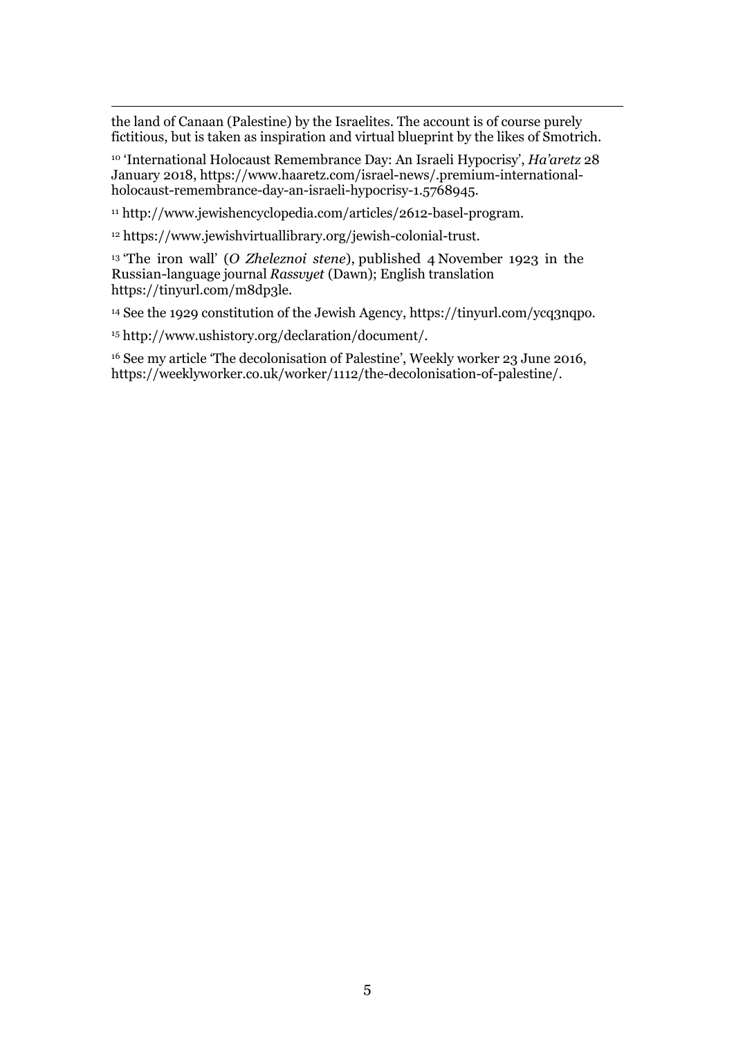the land of Canaan (Palestine) by the Israelites. The account is of course purely fictitious, but is taken as inspiration and virtual blueprint by the likes of Smotrich.

[10] 'International Holocaust Remembrance Day: An Israeli Hypocrisy', *Ha'aretz* 28 January 2018, https://www.haaretz.com/israel-news/.premium-international-holocaust-remembrance-day-an-israeli-hypocrisy-1.5768945.

[11] http://www.jewishencyclopedia.com/articles/2612-basel-program.

[12] https://www.jewishvirtuallibrary.org/jewish-colonial-trust.

[13] 'The iron wall' (*O Zheleznoi stene*), published 4 November 1923 in the Russian-language journal *Rassvyet* (Dawn); English translation https://tinyurl.com/m8dp3le.

[14] See the 1929 constitution of the Jewish Agency, https://tinyurl.com/ycq3nqpo.

[15] http://www.ushistory.org/declaration/document/.

[16] See my article 'The decolonisation of Palestine', Weekly worker 23 June 2016, https://weeklyworker.co.uk/worker/1112/the-decolonisation-of-palestine/.